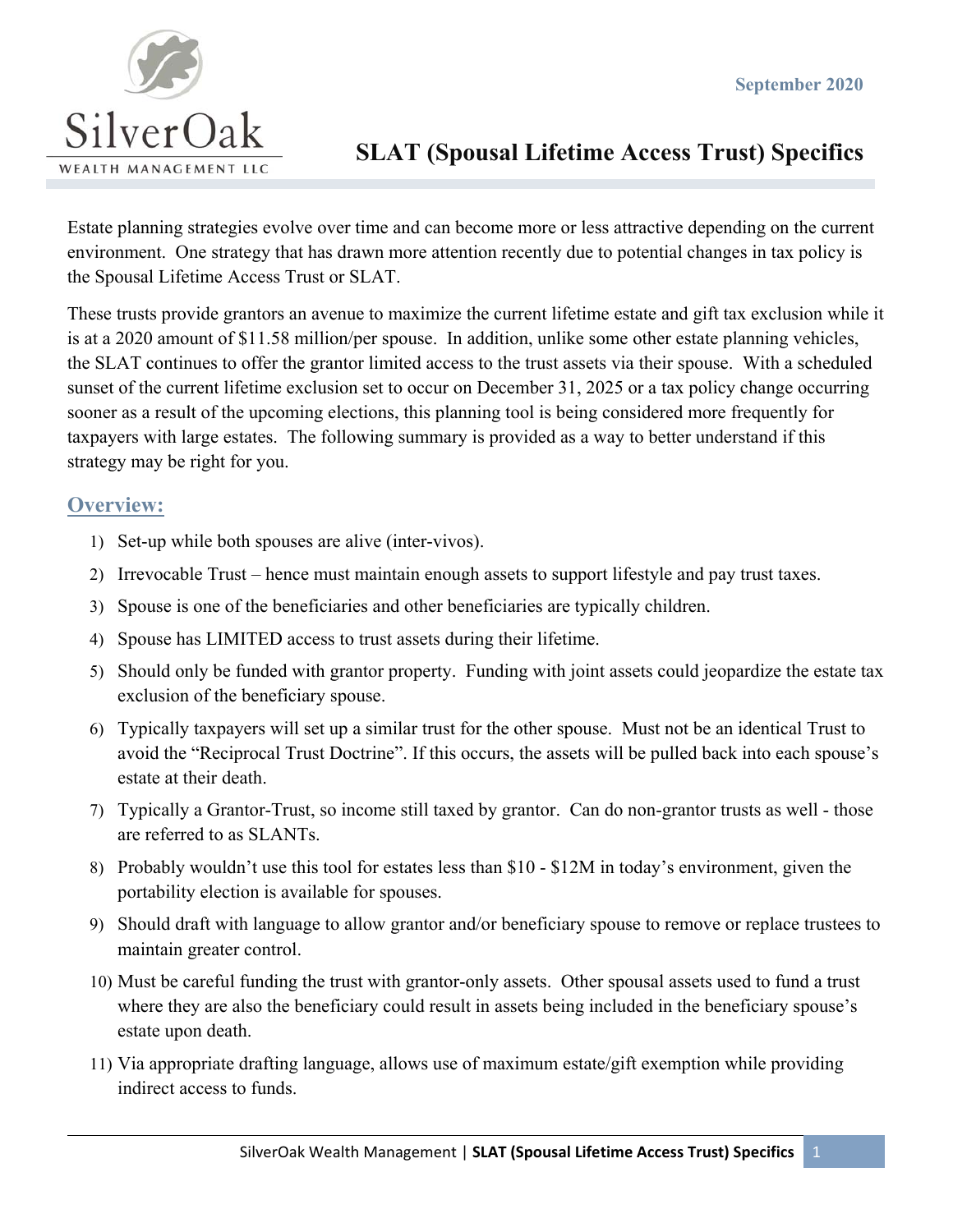SilverOak

WEALTH MANAGEMENT LLC

September 2020

# SLAT (Spousal Lifetime Access Trust) Specifics

Estate planning strategies evolve over time and can become more or less attractive depending on the current environment. One strategy that has drawn more attention recently due to potential changes in tax policy is the Spousal Lifetime Access Trust or SLAT.

These trusts provide grantors an avenue to maximize the current lifetime estate and gift tax exclusion while it is at a 2020 amount of $11.58 million/per spouse. In addition, unlike some other estate planning vehicles, the SLAT continues to offer the grantor limited access to the trust assets via their spouse. With a scheduled sunset of the current lifetime exclusion set to occur on December 31, 2025 or a tax policy change occurring sooner as a result of the upcoming elections, this planning tool is being considered more frequently for taxpayers with large estates. The following summary is provided as a way to better understand if this strategy may be right for you.

## Overview:

1) Set-up while both spouses are alive (inter-vivos).
2) Irrevocable Trust – hence must maintain enough assets to support lifestyle and pay trust taxes.
3) Spouse is one of the beneficiaries and other beneficiaries are typically children.
4) Spouse has LIMITED access to trust assets during their lifetime.
5) Should only be funded with grantor property. Funding with joint assets could jeopardize the estate tax exclusion of the beneficiary spouse.
6) Typically taxpayers will set up a similar trust for the other spouse. Must not be an identical Trust to avoid the "Reciprocal Trust Doctrine". If this occurs, the assets will be pulled back into each spouse's estate at their death.
7) Typically a Grantor-Trust, so income still taxed by grantor. Can do non-grantor trusts as well - those are referred to as SLANTs.
8) Probably wouldn't use this tool for estates less than $10 - $12M in today's environment, given the portability election is available for spouses.
9) Should draft with language to allow grantor and/or beneficiary spouse to remove or replace trustees to maintain greater control.
10) Must be careful funding the trust with grantor-only assets. Other spousal assets used to fund a trust where they are also the beneficiary could result in assets being included in the beneficiary spouse's estate upon death.
11) Via appropriate drafting language, allows use of maximum estate/gift exemption while providing indirect access to funds.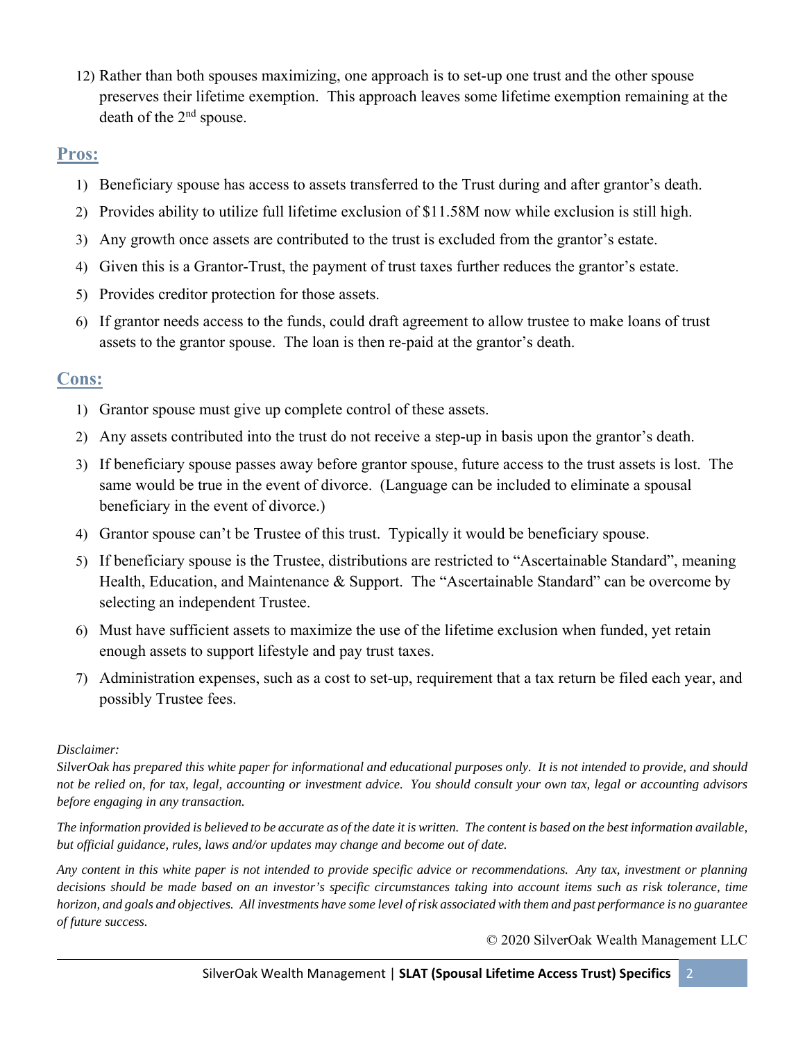12) Rather than both spouses maximizing, one approach is to set-up one trust and the other spouse preserves their lifetime exemption. This approach leaves some lifetime exemption remaining at the death of the 2nd spouse.

## Pros:

1) Beneficiary spouse has access to assets transferred to the Trust during and after grantor's death.
2) Provides ability to utilize full lifetime exclusion of $11.58M now while exclusion is still high.
3) Any growth once assets are contributed to the trust is excluded from the grantor's estate.
4) Given this is a Grantor-Trust, the payment of trust taxes further reduces the grantor's estate.
5) Provides creditor protection for those assets.
6) If grantor needs access to the funds, could draft agreement to allow trustee to make loans of trust assets to the grantor spouse. The loan is then re-paid at the grantor's death.

## Cons:

1) Grantor spouse must give up complete control of these assets.
2) Any assets contributed into the trust do not receive a step-up in basis upon the grantor's death.
3) If beneficiary spouse passes away before grantor spouse, future access to the trust assets is lost. The same would be true in the event of divorce. (Language can be included to eliminate a spousal beneficiary in the event of divorce.)
4) Grantor spouse can't be Trustee of this trust. Typically it would be beneficiary spouse.
5) If beneficiary spouse is the Trustee, distributions are restricted to "Ascertainable Standard", meaning Health, Education, and Maintenance & Support. The "Ascertainable Standard" can be overcome by selecting an independent Trustee.
6) Must have sufficient assets to maximize the use of the lifetime exclusion when funded, yet retain enough assets to support lifestyle and pay trust taxes.
7) Administration expenses, such as a cost to set-up, requirement that a tax return be filed each year, and possibly Trustee fees.

*Disclaimer:*

*SilverOak has prepared this white paper for informational and educational purposes only. It is not intended to provide, and should not be relied on, for tax, legal, accounting or investment advice. You should consult your own tax, legal or accounting advisors before engaging in any transaction.*

*The information provided is believed to be accurate as of the date it is written. The content is based on the best information available, but official guidance, rules, laws and/or updates may change and become out of date.*

*Any content in this white paper is not intended to provide specific advice or recommendations. Any tax, investment or planning decisions should be made based on an investor's specific circumstances taking into account items such as risk tolerance, time horizon, and goals and objectives. All investments have some level of risk associated with them and past performance is no guarantee of future success.*

© 2020 SilverOak Wealth Management LLC